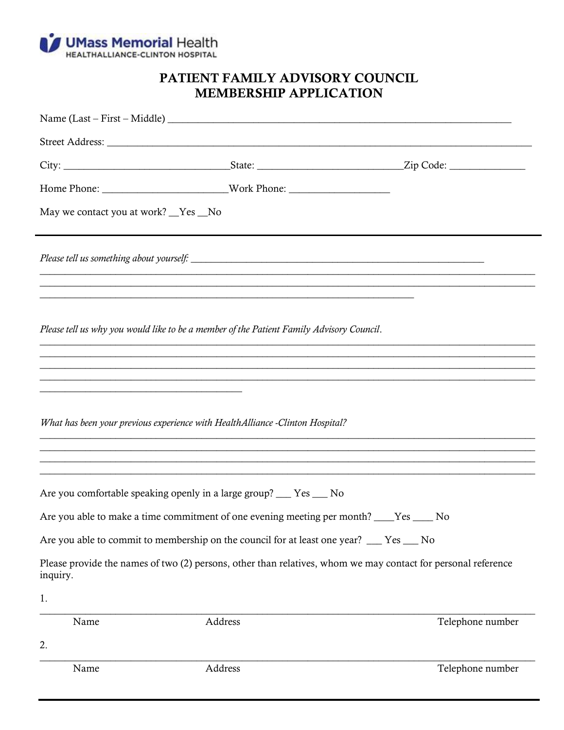UMass Memorial Health
HEALTHALLIANCE-CLINTON HOSPITAL

# PATIENT FAMILY ADVISORY COUNCIL
# MEMBERSHIP APPLICATION

Name (Last – First – Middle) ____________________________________________________________

Street Address: ______________________________________________________________________

City: ______________________________State: __________________________Zip Code: ______________

Home Phone: _______________________Work Phone: __________________

May we contact you at work? __Yes __No

---

*Please tell us something about yourself:* ______________________________________________________
______________________________________________________________________________________
______________________________________________________________________________________
____________________________________________________________________

*Please tell us why you would like to be a member of the Patient Family Advisory Council*.
______________________________________________________________________________________
______________________________________________________________________________________
______________________________________________________________________________________
______________________________________________________________________________________
_____________________________________

*What has been your previous experience with HealthAlliance -Clinton Hospital?*
______________________________________________________________________________________
______________________________________________________________________________________
______________________________________________________________________________________
______________________________________________________________________________________

Are you comfortable speaking openly in a large group? ___ Yes ___ No

Are you able to make a time commitment of one evening meeting per month? ____Yes ____ No

Are you able to commit to membership on the council for at least one year? ___ Yes ___ No

Please provide the names of two (2) persons, other than relatives, whom we may contact for personal reference inquiry.

1.
______________________________________________________________________________________
Name Address Telephone number

2.
______________________________________________________________________________________
Name Address Telephone number

---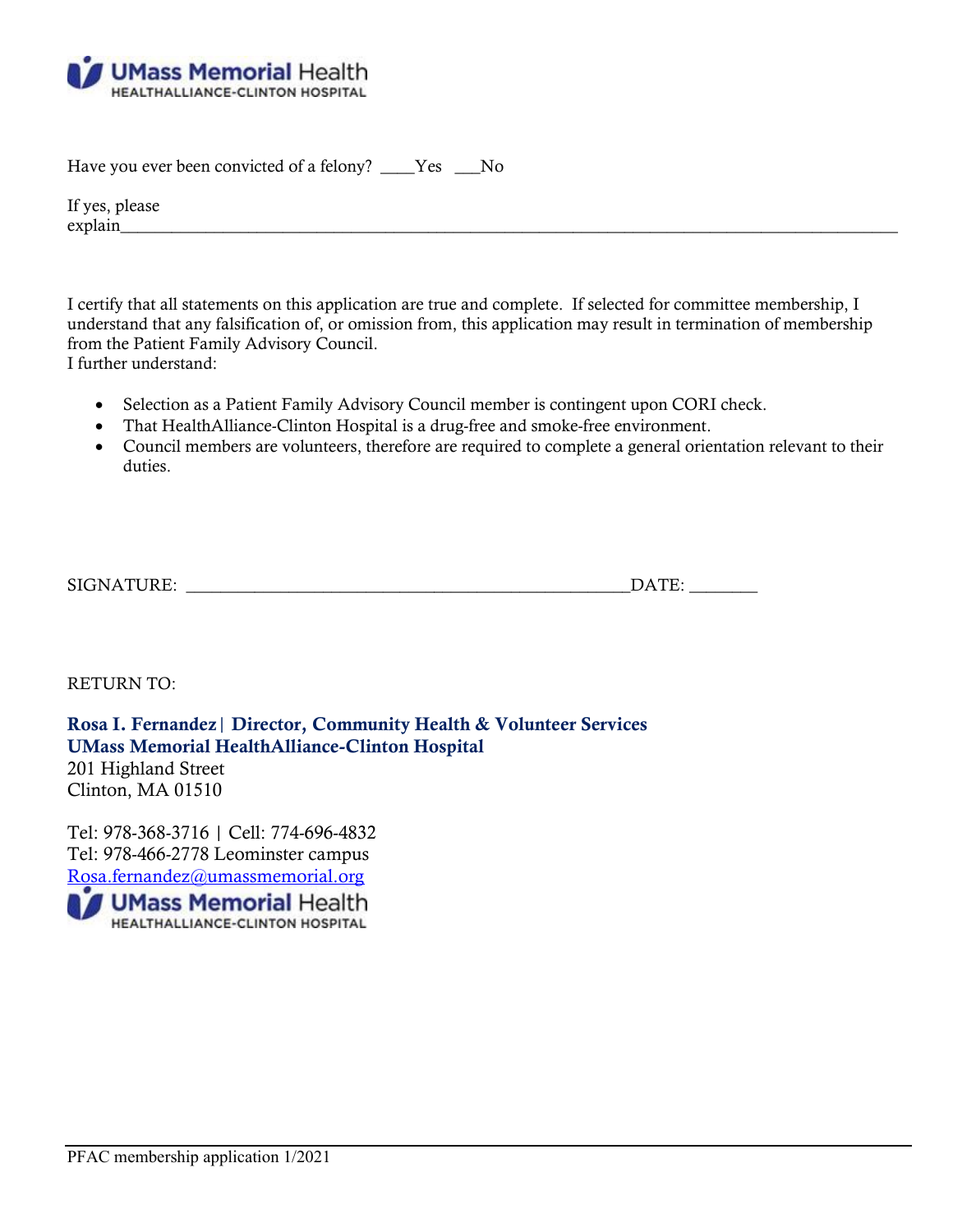Have you ever been convicted of a felony? ____Yes ___No

If yes, please explain___________________________________________________________________________________________

I certify that all statements on this application are true and complete. If selected for committee membership, I understand that any falsification of, or omission from, this application may result in termination of membership from the Patient Family Advisory Council.
I further understand:

- Selection as a Patient Family Advisory Council member is contingent upon CORI check.
- That HealthAlliance-Clinton Hospital is a drug-free and smoke-free environment.
- Council members are volunteers, therefore are required to complete a general orientation relevant to their duties.

SIGNATURE: __________________________________________________DATE: _______

RETURN TO:

**Rosa I. Fernandez | Director, Community Health & Volunteer Services**
**UMass Memorial HealthAlliance-Clinton Hospital**
201 Highland Street
Clinton, MA 01510

Tel: 978-368-3716 | Cell: 774-696-4832
Tel: 978-466-2778 Leominster campus
Rosa.fernandez@umassmemorial.org

UMass Memorial Health
HEALTHALLIANCE-CLINTON HOSPITAL

PFAC membership application 1/2021